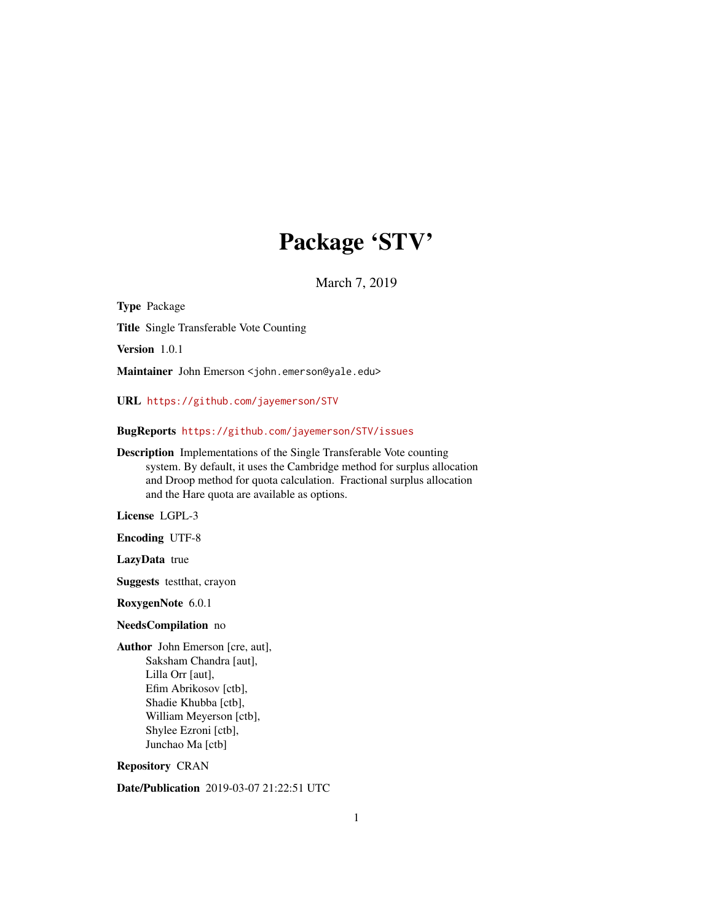# Package 'STV'

March 7, 2019

**Type** Package

**Title** Single Transferable Vote Counting

**Version** 1.0.1

**Maintainer** John Emerson <john.emerson@yale.edu>

**URL** https://github.com/jayemerson/STV

**BugReports** https://github.com/jayemerson/STV/issues

**Description** Implementations of the Single Transferable Vote counting system. By default, it uses the Cambridge method for surplus allocation and Droop method for quota calculation. Fractional surplus allocation and the Hare quota are available as options.

**License** LGPL-3

**Encoding** UTF-8

**LazyData** true

**Suggests** testthat, crayon

**RoxygenNote** 6.0.1

**NeedsCompilation** no

**Author** John Emerson [cre, aut],
Saksham Chandra [aut],
Lilla Orr [aut],
Efim Abrikosov [ctb],
Shadie Khubba [ctb],
William Meyerson [ctb],
Shylee Ezroni [ctb],
Junchao Ma [ctb]

**Repository** CRAN

**Date/Publication** 2019-03-07 21:22:51 UTC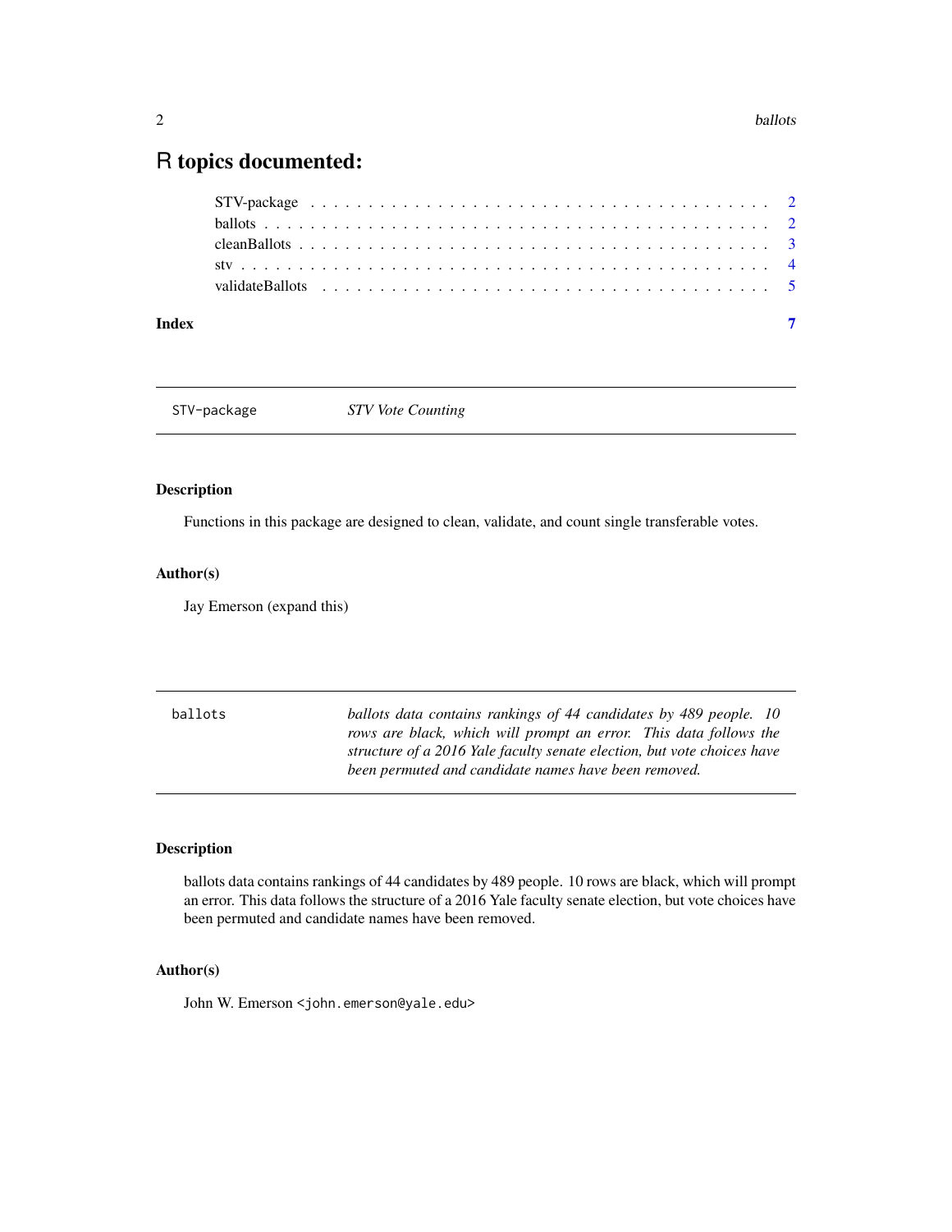# R topics documented:

- STV-package . . . . . . . . . . . . . . . . . . . . . . . . . . . . . . . . . . . . . . . . 2
- ballots . . . . . . . . . . . . . . . . . . . . . . . . . . . . . . . . . . . . . . . . . . . 2
- cleanBallots . . . . . . . . . . . . . . . . . . . . . . . . . . . . . . . . . . . . . . . . 3
- stv . . . . . . . . . . . . . . . . . . . . . . . . . . . . . . . . . . . . . . . . . . . . . 4
- validateBallots . . . . . . . . . . . . . . . . . . . . . . . . . . . . . . . . . . . . . . 5

**Index** 7

---

`STV-package` *STV Vote Counting*

---

### Description

Functions in this package are designed to clean, validate, and count single transferable votes.

### Author(s)

Jay Emerson (expand this)

---

`ballots` *ballots data contains rankings of 44 candidates by 489 people. 10 rows are black, which will prompt an error. This data follows the structure of a 2016 Yale faculty senate election, but vote choices have been permuted and candidate names have been removed.*

---

### Description

ballots data contains rankings of 44 candidates by 489 people. 10 rows are black, which will prompt an error. This data follows the structure of a 2016 Yale faculty senate election, but vote choices have been permuted and candidate names have been removed.

### Author(s)

John W. Emerson <john.emerson@yale.edu>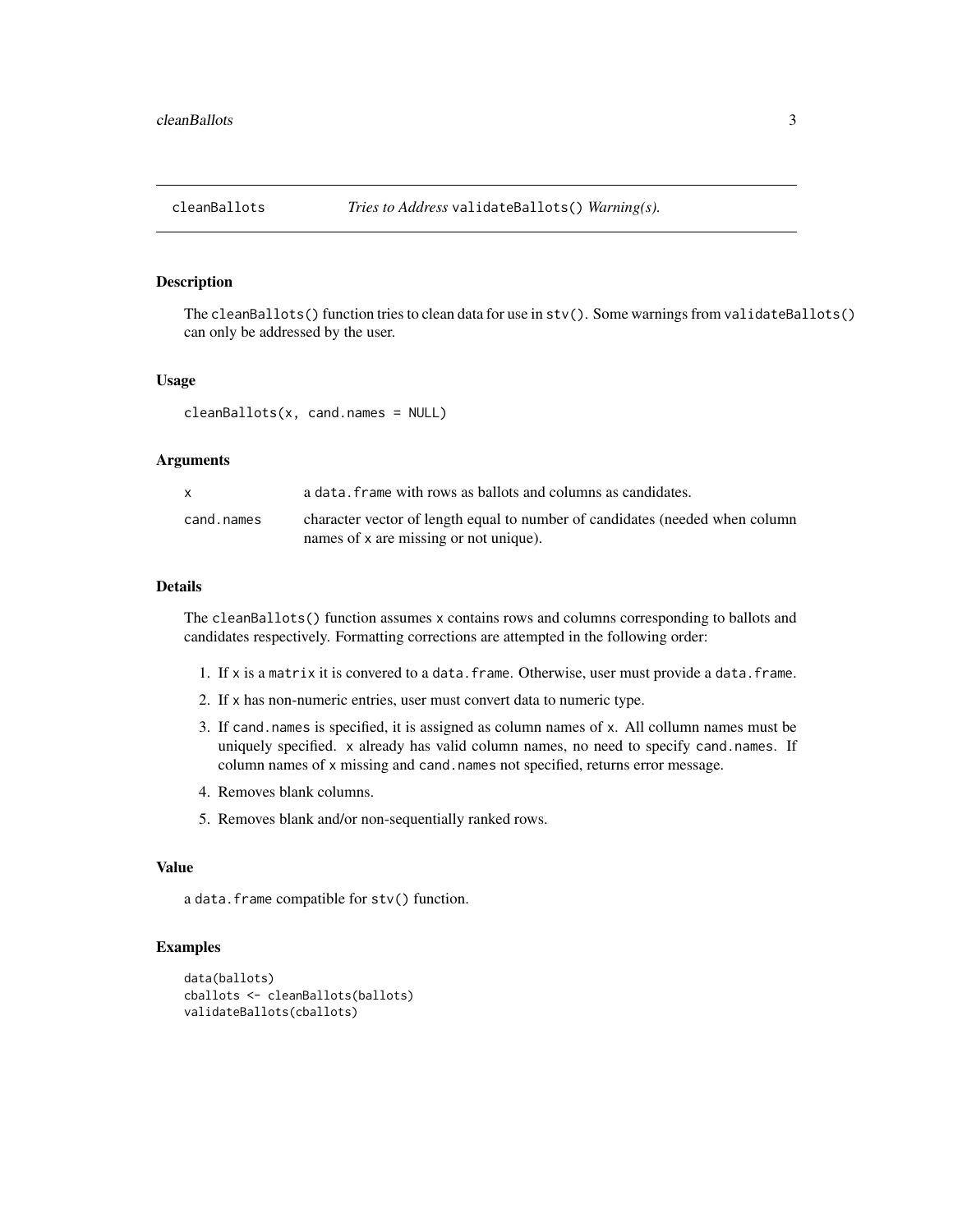## cleanBallots — *Tries to Address* `validateBallots()` *Warning(s).*

### Description

The `cleanBallots()` function tries to clean data for use in `stv()`. Some warnings from `validateBallots()` can only be addressed by the user.

### Usage

```
cleanBallots(x, cand.names = NULL)
```

### Arguments

| | |
|---|---|
| x | a `data.frame` with rows as ballots and columns as candidates. |
| cand.names | character vector of length equal to number of candidates (needed when column names of x are missing or not unique). |

### Details

The `cleanBallots()` function assumes x contains rows and columns corresponding to ballots and candidates respectively. Formatting corrections are attempted in the following order:

1. If x is a `matrix` it is convered to a `data.frame`. Otherwise, user must provide a `data.frame`.
2. If x has non-numeric entries, user must convert data to numeric type.
3. If `cand.names` is specified, it is assigned as column names of x. All collumn names must be uniquely specified. x already has valid column names, no need to specify `cand.names`. If column names of x missing and `cand.names` not specified, returns error message.
4. Removes blank columns.
5. Removes blank and/or non-sequentially ranked rows.

### Value

a `data.frame` compatible for `stv()` function.

### Examples

```
data(ballots)
cballots <- cleanBallots(ballots)
validateBallots(cballots)
```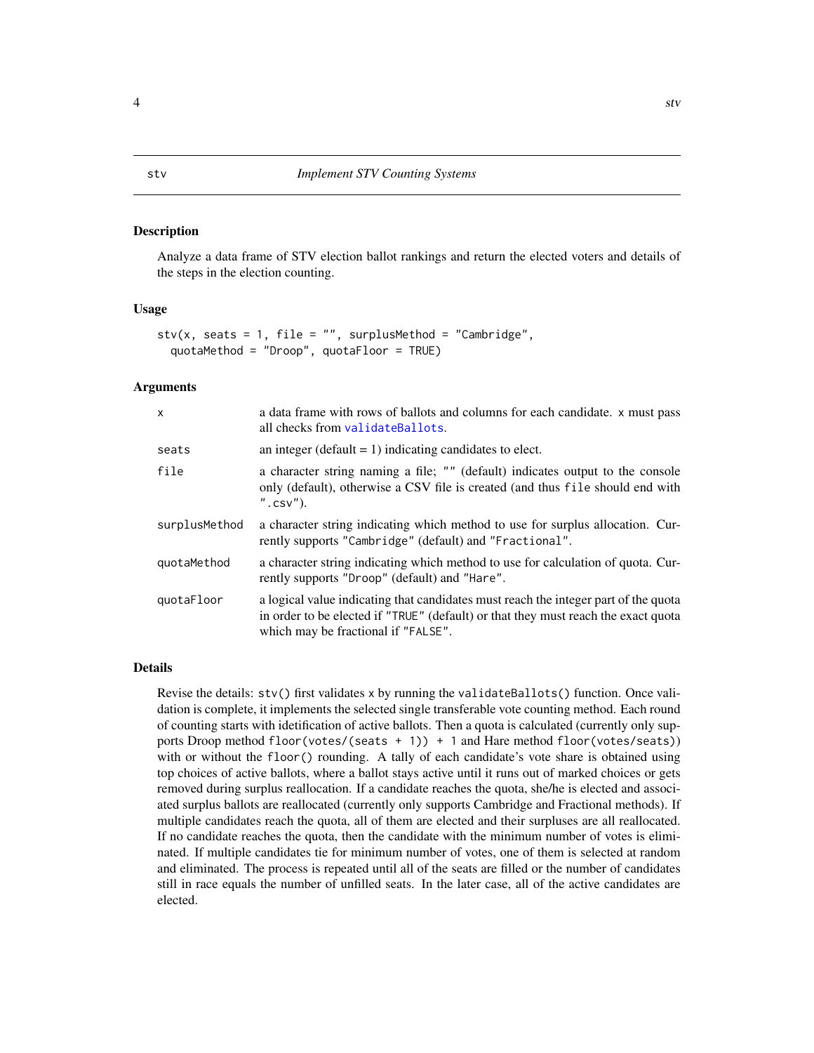## stv — *Implement STV Counting Systems*

### Description

Analyze a data frame of STV election ballot rankings and return the elected voters and details of the steps in the election counting.

### Usage

```
stv(x, seats = 1, file = "", surplusMethod = "Cambridge",
  quotaMethod = "Droop", quotaFloor = TRUE)
```

### Arguments

| | |
|---|---|
| `x` | a data frame with rows of ballots and columns for each candidate. `x` must pass all checks from `validateBallots`. |
| `seats` | an integer (default = 1) indicating candidates to elect. |
| `file` | a character string naming a file; `""` (default) indicates output to the console only (default), otherwise a CSV file is created (and thus `file` should end with `".csv"`). |
| `surplusMethod` | a character string indicating which method to use for surplus allocation. Currently supports `"Cambridge"` (default) and `"Fractional"`. |
| `quotaMethod` | a character string indicating which method to use for calculation of quota. Currently supports `"Droop"` (default) and `"Hare"`. |
| `quotaFloor` | a logical value indicating that candidates must reach the integer part of the quota in order to be elected if `"TRUE"` (default) or that they must reach the exact quota which may be fractional if `"FALSE"`. |

### Details

Revise the details: `stv()` first validates `x` by running the `validateBallots()` function. Once validation is complete, it implements the selected single transferable vote counting method. Each round of counting starts with idetification of active ballots. Then a quota is calculated (currently only supports Droop method `floor(votes/(seats + 1)) + 1` and Hare method `floor(votes/seats)`) with or without the `floor()` rounding. A tally of each candidate's vote share is obtained using top choices of active ballots, where a ballot stays active until it runs out of marked choices or gets removed during surplus reallocation. If a candidate reaches the quota, she/he is elected and associated surplus ballots are reallocated (currently only supports Cambridge and Fractional methods). If multiple candidates reach the quota, all of them are elected and their surpluses are all reallocated. If no candidate reaches the quota, then the candidate with the minimum number of votes is eliminated. If multiple candidates tie for minimum number of votes, one of them is selected at random and eliminated. The process is repeated until all of the seats are filled or the number of candidates still in race equals the number of unfilled seats. In the later case, all of the active candidates are elected.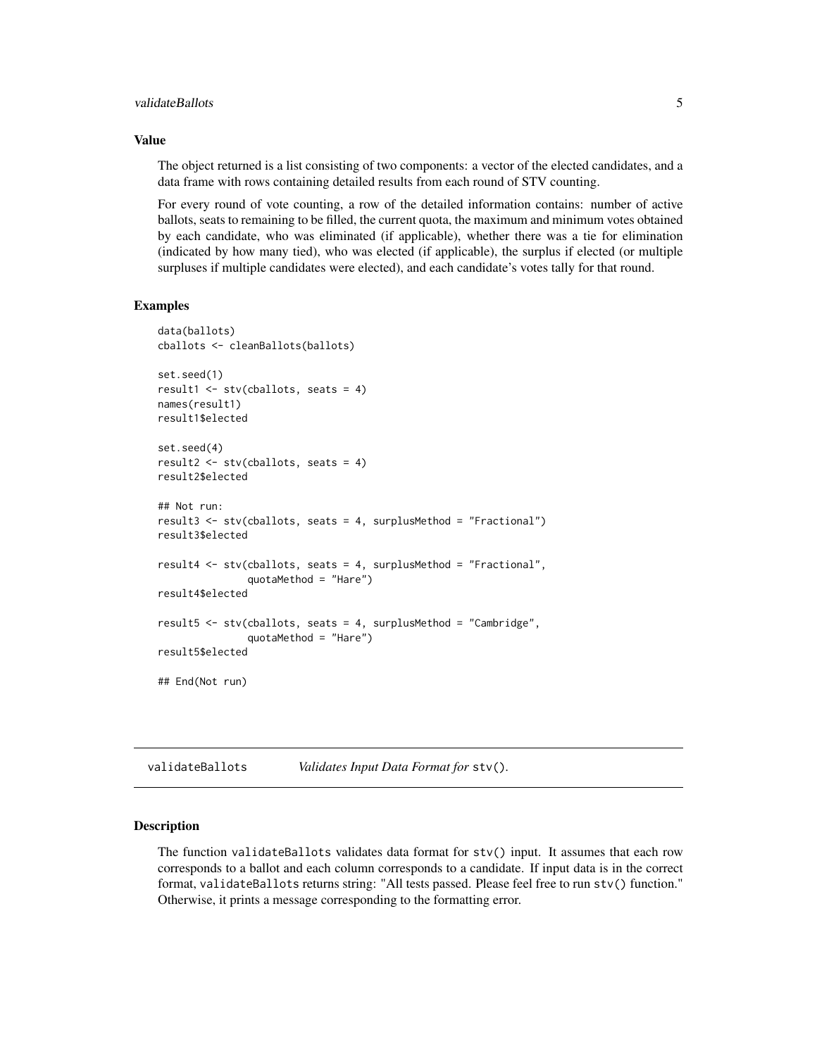### Value

The object returned is a list consisting of two components: a vector of the elected candidates, and a data frame with rows containing detailed results from each round of STV counting.

For every round of vote counting, a row of the detailed information contains: number of active ballots, seats to remaining to be filled, the current quota, the maximum and minimum votes obtained by each candidate, who was eliminated (if applicable), whether there was a tie for elimination (indicated by how many tied), who was elected (if applicable), the surplus if elected (or multiple surpluses if multiple candidates were elected), and each candidate's votes tally for that round.

### Examples

```
data(ballots)
cballots <- cleanBallots(ballots)

set.seed(1)
result1 <- stv(cballots, seats = 4)
names(result1)
result1$elected

set.seed(4)
result2 <- stv(cballots, seats = 4)
result2$elected

## Not run:
result3 <- stv(cballots, seats = 4, surplusMethod = "Fractional")
result3$elected

result4 <- stv(cballots, seats = 4, surplusMethod = "Fractional",
               quotaMethod = "Hare")
result4$elected

result5 <- stv(cballots, seats = 4, surplusMethod = "Cambridge",
               quotaMethod = "Hare")
result5$elected

## End(Not run)
```

---

## validateBallots — *Validates Input Data Format for* `stv()`.

### Description

The function `validateBallots` validates data format for `stv()` input. It assumes that each row corresponds to a ballot and each column corresponds to a candidate. If input data is in the correct format, `validateBallots` returns string: "All tests passed. Please feel free to run `stv()` function." Otherwise, it prints a message corresponding to the formatting error.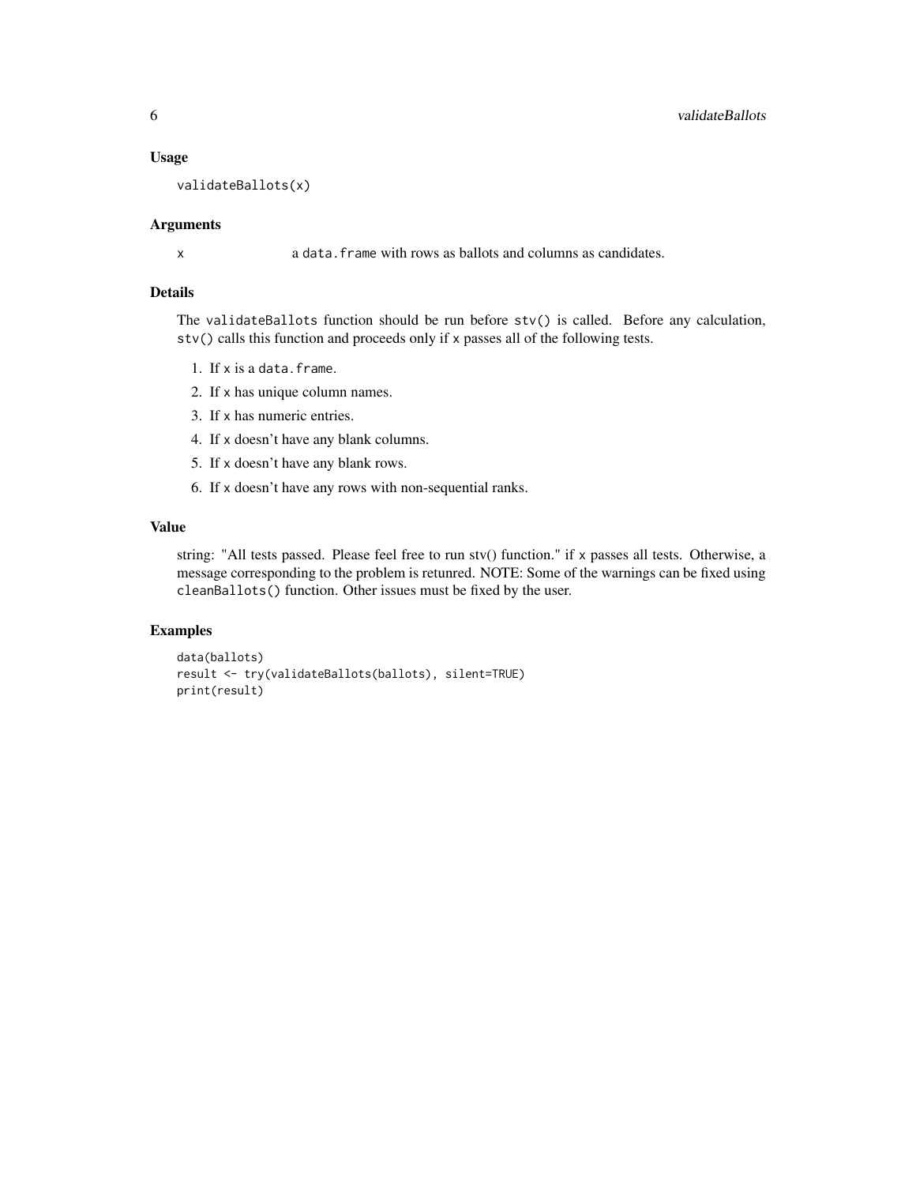### Usage

```
validateBallots(x)
```

### Arguments

x	a data.frame with rows as ballots and columns as candidates.

### Details

The validateBallots function should be run before stv() is called. Before any calculation, stv() calls this function and proceeds only if x passes all of the following tests.

1. If x is a data.frame.
2. If x has unique column names.
3. If x has numeric entries.
4. If x doesn't have any blank columns.
5. If x doesn't have any blank rows.
6. If x doesn't have any rows with non-sequential ranks.

### Value

string: "All tests passed. Please feel free to run stv() function." if x passes all tests. Otherwise, a message corresponding to the problem is retunred. NOTE: Some of the warnings can be fixed using cleanBallots() function. Other issues must be fixed by the user.

### Examples

```
data(ballots)
result <- try(validateBallots(ballots), silent=TRUE)
print(result)
```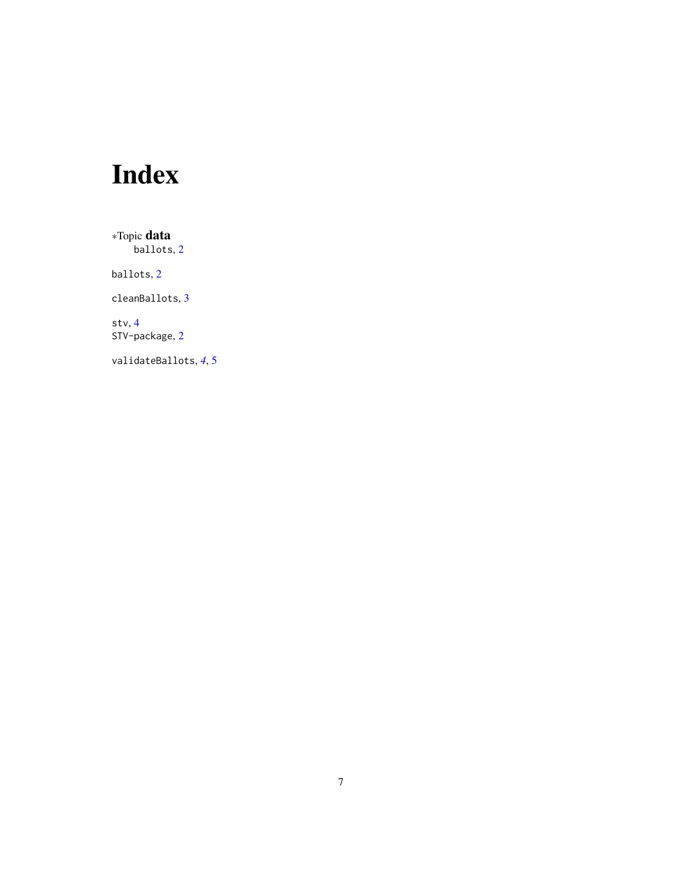# Index

*Topic **data**
    ballots, 2

ballots, 2

cleanBallots, 3

stv, 4
STV-package, 2

validateBallots, *4*, 5